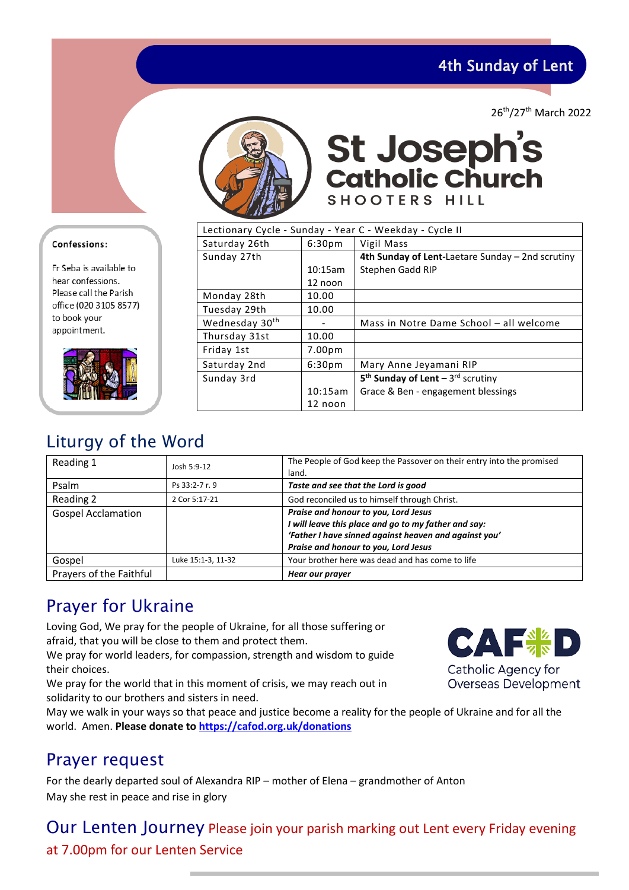# 4th Sunday of Lent

26th/27th March 2022

# St Joseph's Catholic Church

SHOOTERS HILL

**Confessions:**

Fr Seba is available to hear confessions. Please call the Parish office (020 3105 8577) to book your appointment.

| Lectionary Cycle - Sunday - Year C - Weekday - Cycle II | | |
|---|---|---|
| Saturday 26th | 6:30pm | Vigil Mass |
| Sunday 27th | 10:15am<br>12 noon | **4th Sunday of Lent-**Laetare Sunday – 2nd scrutiny<br>Stephen Gadd RIP |
| Monday 28th | 10.00 | |
| Tuesday 29th | 10.00 | |
| Wednesday 30th | - | Mass in Notre Dame School – all welcome |
| Thursday 31st | 10.00 | |
| Friday 1st | 7.00pm | |
| Saturday 2nd | 6:30pm | Mary Anne Jeyamani RIP |
| Sunday 3rd | 10:15am<br>12 noon | **5th Sunday of Lent –** 3rd scrutiny<br>Grace & Ben - engagement blessings |

## Liturgy of the Word

| | | |
|---|---|---|
| Reading 1 | Josh 5:9-12 | The People of God keep the Passover on their entry into the promised land. |
| Psalm | Ps 33:2-7 r. 9 | ***Taste and see that the Lord is good*** |
| Reading 2 | 2 Cor 5:17-21 | God reconciled us to himself through Christ. |
| Gospel Acclamation | | ***Praise and honour to you, Lord Jesus***<br>***I will leave this place and go to my father and say:***<br>***'Father I have sinned against heaven and against you'***<br>***Praise and honour to you, Lord Jesus*** |
| Gospel | Luke 15:1-3, 11-32 | Your brother here was dead and has come to life |
| Prayers of the Faithful | | ***Hear our prayer*** |

## Prayer for Ukraine

Loving God, We pray for the people of Ukraine, for all those suffering or afraid, that you will be close to them and protect them.
We pray for world leaders, for compassion, strength and wisdom to guide their choices.
We pray for the world that in this moment of crisis, we may reach out in solidarity to our brothers and sisters in need.
May we walk in your ways so that peace and justice become a reality for the people of Ukraine and for all the world. Amen. **Please donate to https://cafod.org.uk/donations**

CAFOD Catholic Agency for Overseas Development

## Prayer request

For the dearly departed soul of Alexandra RIP – mother of Elena – grandmother of Anton
May she rest in peace and rise in glory

## Our Lenten Journey

Please join your parish marking out Lent every Friday evening at 7.00pm for our Lenten Service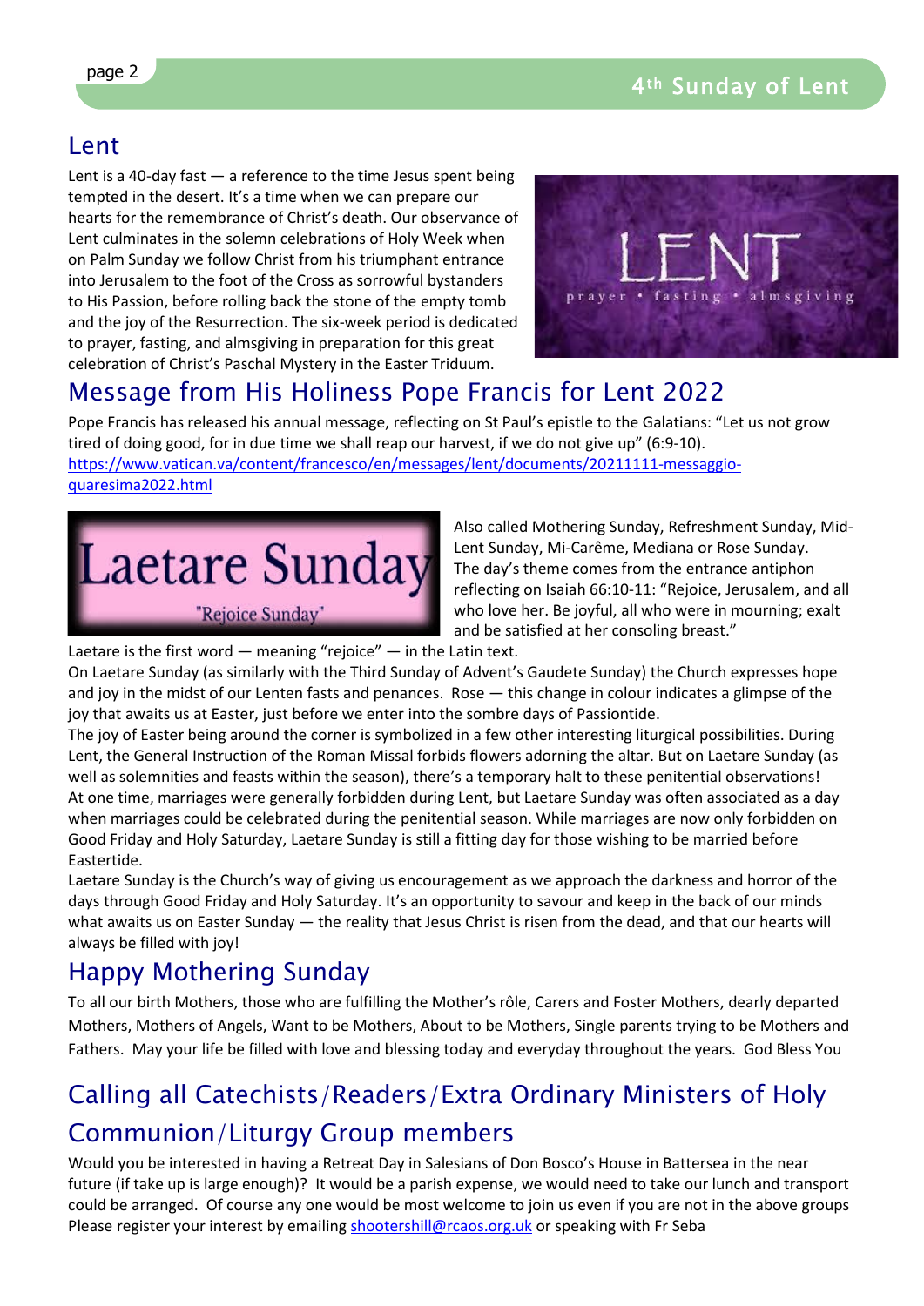## Lent

Lent is a 40-day fast — a reference to the time Jesus spent being tempted in the desert. It's a time when we can prepare our hearts for the remembrance of Christ's death. Our observance of Lent culminates in the solemn celebrations of Holy Week when on Palm Sunday we follow Christ from his triumphant entrance into Jerusalem to the foot of the Cross as sorrowful bystanders to His Passion, before rolling back the stone of the empty tomb and the joy of the Resurrection. The six-week period is dedicated to prayer, fasting, and almsgiving in preparation for this great celebration of Christ's Paschal Mystery in the Easter Triduum.

## Message from His Holiness Pope Francis for Lent 2022

Pope Francis has released his annual message, reflecting on St Paul's epistle to the Galatians: "Let us not grow tired of doing good, for in due time we shall reap our harvest, if we do not give up" (6:9-10).
https://www.vatican.va/content/francesco/en/messages/lent/documents/20211111-messaggio-quaresima2022.html

Also called Mothering Sunday, Refreshment Sunday, Mid-Lent Sunday, Mi-Carême, Mediana or Rose Sunday. The day's theme comes from the entrance antiphon reflecting on Isaiah 66:10-11: "Rejoice, Jerusalem, and all who love her. Be joyful, all who were in mourning; exalt and be satisfied at her consoling breast."

Laetare is the first word — meaning "rejoice" — in the Latin text.

On Laetare Sunday (as similarly with the Third Sunday of Advent's Gaudete Sunday) the Church expresses hope and joy in the midst of our Lenten fasts and penances. Rose — this change in colour indicates a glimpse of the joy that awaits us at Easter, just before we enter into the sombre days of Passiontide.

The joy of Easter being around the corner is symbolized in a few other interesting liturgical possibilities. During Lent, the General Instruction of the Roman Missal forbids flowers adorning the altar. But on Laetare Sunday (as well as solemnities and feasts within the season), there's a temporary halt to these penitential observations!

At one time, marriages were generally forbidden during Lent, but Laetare Sunday was often associated as a day when marriages could be celebrated during the penitential season. While marriages are now only forbidden on Good Friday and Holy Saturday, Laetare Sunday is still a fitting day for those wishing to be married before Eastertide.

Laetare Sunday is the Church's way of giving us encouragement as we approach the darkness and horror of the days through Good Friday and Holy Saturday. It's an opportunity to savour and keep in the back of our minds what awaits us on Easter Sunday — the reality that Jesus Christ is risen from the dead, and that our hearts will always be filled with joy!

## Happy Mothering Sunday

To all our birth Mothers, those who are fulfilling the Mother's rôle, Carers and Foster Mothers, dearly departed Mothers, Mothers of Angels, Want to be Mothers, About to be Mothers, Single parents trying to be Mothers and Fathers. May your life be filled with love and blessing today and everyday throughout the years. God Bless You

## Calling all Catechists/Readers/Extra Ordinary Ministers of Holy Communion/Liturgy Group members

Would you be interested in having a Retreat Day in Salesians of Don Bosco's House in Battersea in the near future (if take up is large enough)? It would be a parish expense, we would need to take our lunch and transport could be arranged. Of course any one would be most welcome to join us even if you are not in the above groups Please register your interest by emailing shootershill@rcaos.org.uk or speaking with Fr Seba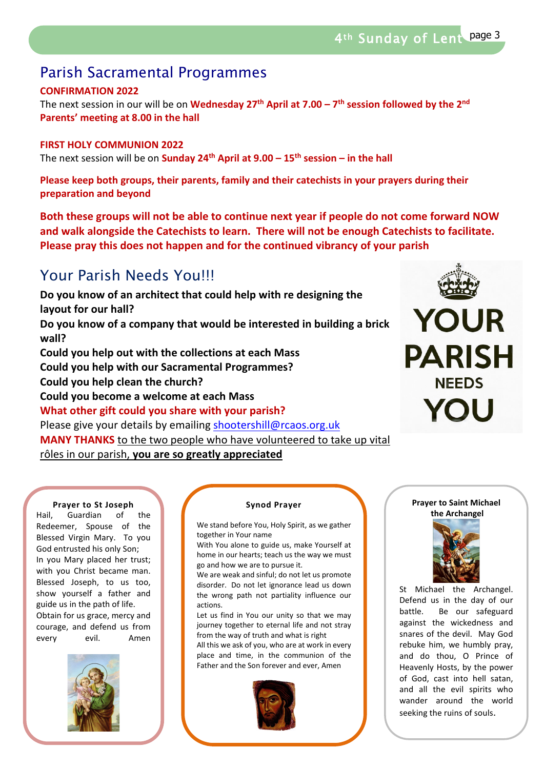## Parish Sacramental Programmes

**CONFIRMATION 2022**

The next session in our will be on **Wednesday 27th April at 7.00 – 7th session followed by the 2nd Parents' meeting at 8.00 in the hall**

**FIRST HOLY COMMUNION 2022**

The next session will be on **Sunday 24th April at 9.00 – 15th session – in the hall**

**Please keep both groups, their parents, family and their catechists in your prayers during their preparation and beyond**

**Both these groups will not be able to continue next year if people do not come forward NOW and walk alongside the Catechists to learn. There will not be enough Catechists to facilitate. Please pray this does not happen and for the continued vibrancy of your parish**

## Your Parish Needs You!!!

**Do you know of an architect that could help with re designing the layout for our hall?**
**Do you know of a company that would be interested in building a brick wall?**
**Could you help out with the collections at each Mass**
**Could you help with our Sacramental Programmes?**
**Could you help clean the church?**
**Could you become a welcome at each Mass**
**What other gift could you share with your parish?**
Please give your details by emailing shootershill@rcaos.org.uk
**MANY THANKS** to the two people who have volunteered to take up vital rôles in our parish, **you are so greatly appreciated**

YOUR PARISH NEEDS YOU

### Prayer to St Joseph

Hail, Guardian of the Redeemer, Spouse of the Blessed Virgin Mary. To you God entrusted his only Son; In you Mary placed her trust; with you Christ became man. Blessed Joseph, to us too, show yourself a father and guide us in the path of life. Obtain for us grace, mercy and courage, and defend us from every evil. Amen

### Synod Prayer

We stand before You, Holy Spirit, as we gather together in Your name
With You alone to guide us, make Yourself at home in our hearts; teach us the way we must go and how we are to pursue it.
We are weak and sinful; do not let us promote disorder. Do not let ignorance lead us down the wrong path not partiality influence our actions.
Let us find in You our unity so that we may journey together to eternal life and not stray from the way of truth and what is right
All this we ask of you, who are at work in every place and time, in the communion of the Father and the Son forever and ever, Amen

### Prayer to Saint Michael the Archangel

St Michael the Archangel. Defend us in the day of our battle. Be our safeguard against the wickedness and snares of the devil. May God rebuke him, we humbly pray, and do thou, O Prince of Heavenly Hosts, by the power of God, cast into hell satan, and all the evil spirits who wander around the world seeking the ruins of souls.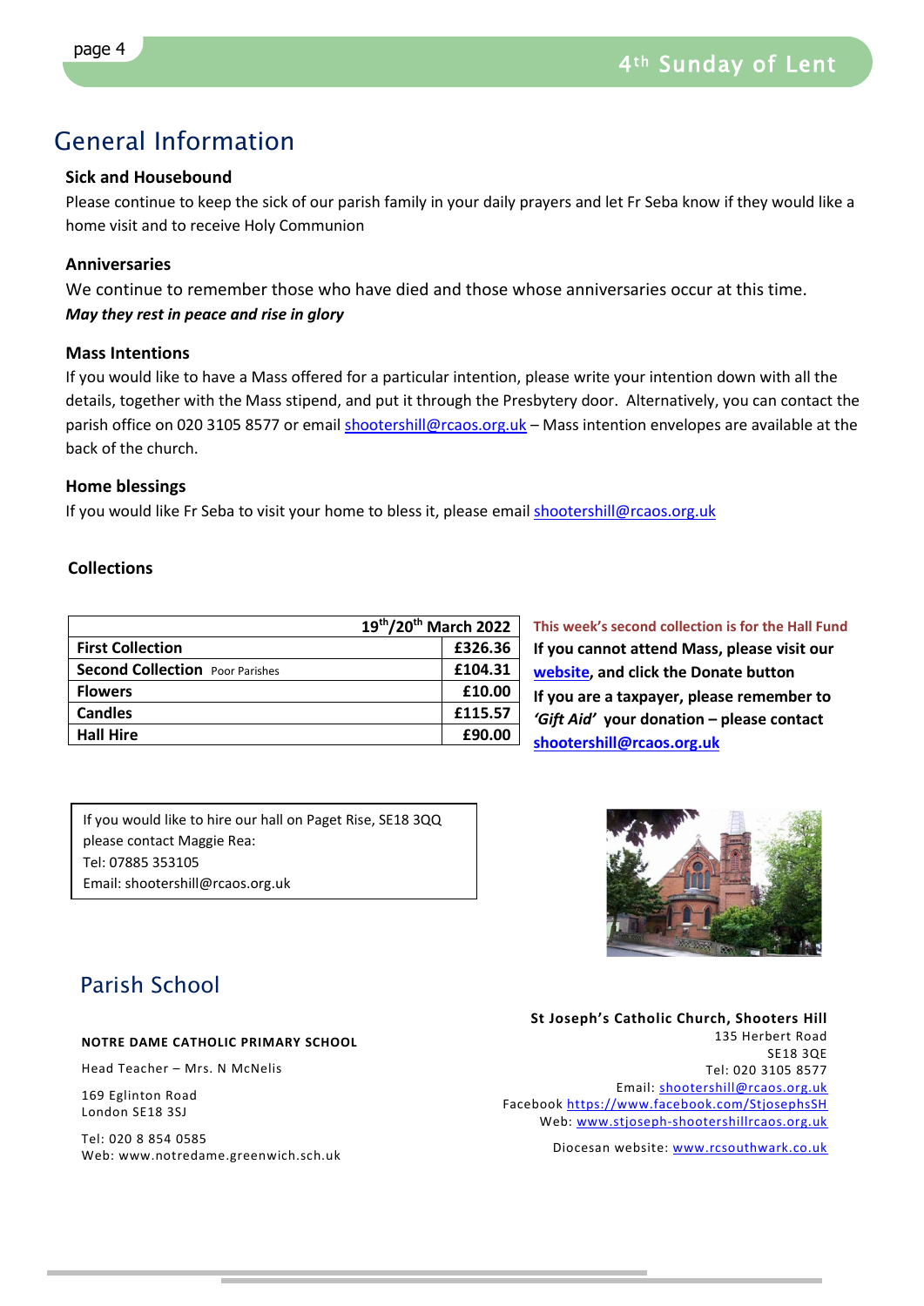# General Information

### Sick and Housebound

Please continue to keep the sick of our parish family in your daily prayers and let Fr Seba know if they would like a home visit and to receive Holy Communion

### Anniversaries

We continue to remember those who have died and those whose anniversaries occur at this time.
***May they rest in peace and rise in glory***

### Mass Intentions

If you would like to have a Mass offered for a particular intention, please write your intention down with all the details, together with the Mass stipend, and put it through the Presbytery door. Alternatively, you can contact the parish office on 020 3105 8577 or email shootershill@rcaos.org.uk – Mass intention envelopes are available at the back of the church.

### Home blessings

If you would like Fr Seba to visit your home to bless it, please email shootershill@rcaos.org.uk

### Collections

| | 19th/20th March 2022 |
|---|---|
| **First Collection** | **£326.36** |
| **Second Collection** Poor Parishes | **£104.31** |
| **Flowers** | **£10.00** |
| **Candles** | **£115.57** |
| **Hall Hire** | **£90.00** |

**This week's second collection is for the Hall Fund**

**If you cannot attend Mass, please visit our website, and click the Donate button**

**If you are a taxpayer, please remember to *'Gift Aid'* your donation – please contact shootershill@rcaos.org.uk**

If you would like to hire our hall on Paget Rise, SE18 3QQ please contact Maggie Rea:
Tel: 07885 353105
Email: shootershill@rcaos.org.uk

# Parish School

**NOTRE DAME CATHOLIC PRIMARY SCHOOL**

Head Teacher – Mrs. N McNelis

169 Eglinton Road
London SE18 3SJ

Tel: 020 8 854 0585
Web: www.notredame.greenwich.sch.uk

**St Joseph's Catholic Church, Shooters Hill**
135 Herbert Road
SE18 3QE
Tel: 020 3105 8577
Email: shootershill@rcaos.org.uk
Facebook https://www.facebook.com/StjosephsSH
Web: www.stjoseph-shootershillrcaos.org.uk

Diocesan website: www.rcsouthwark.co.uk